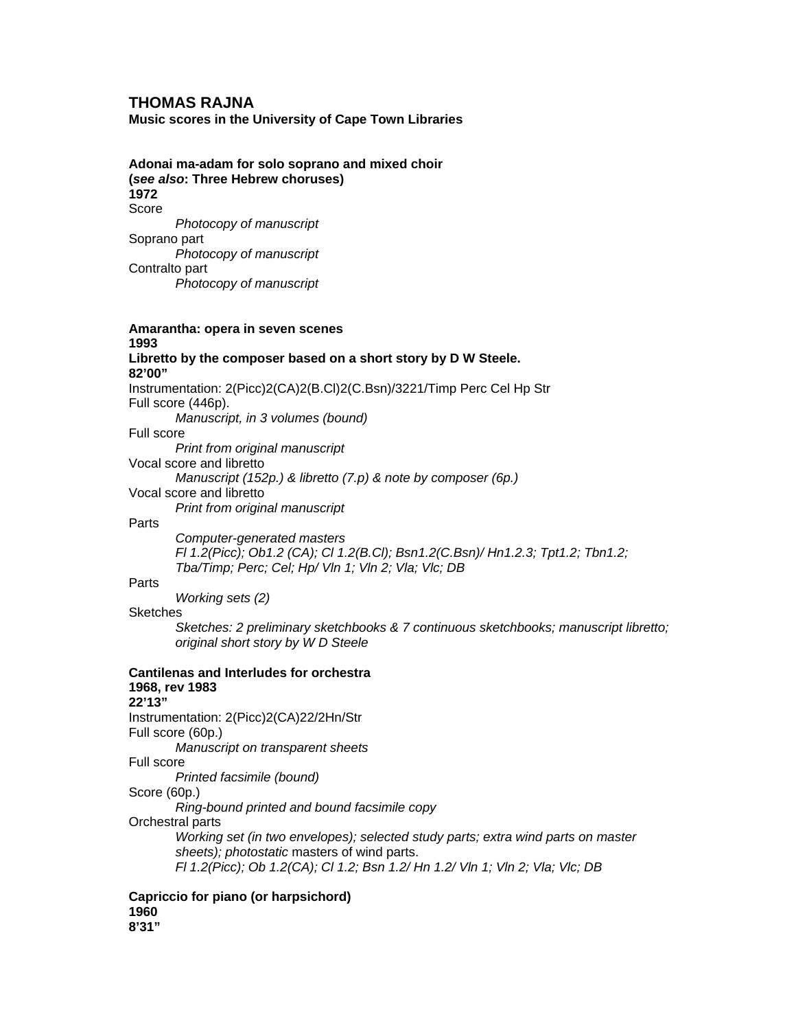# THOMAS RAJNA

**Music scores in the University of Cape Town Libraries**

**Adonai ma-adam for solo soprano and mixed choir**
**(*see also*: Three Hebrew choruses)**
**1972**

Score
  *Photocopy of manuscript*
Soprano part
  *Photocopy of manuscript*
Contralto part
  *Photocopy of manuscript*

**Amarantha: opera in seven scenes**
**1993**
**Libretto by the composer based on a short story by D W Steele.**
**82'00"**

Instrumentation: 2(Picc)2(CA)2(B.Cl)2(C.Bsn)/3221/Timp Perc Cel Hp Str
Full score (446p).
  *Manuscript, in 3 volumes (bound)*
Full score
  *Print from original manuscript*
Vocal score and libretto
  *Manuscript (152p.) & libretto (7.p) & note by composer (6p.)*
Vocal score and libretto
  *Print from original manuscript*
Parts
  *Computer-generated masters*
  *Fl 1.2(Picc); Ob1.2 (CA); Cl 1.2(B.Cl); Bsn1.2(C.Bsn)/ Hn1.2.3; Tpt1.2; Tbn1.2; Tba/Timp; Perc; Cel; Hp/ Vln 1; Vln 2; Vla; Vlc; DB*
Parts
  *Working sets (2)*
Sketches
  *Sketches: 2 preliminary sketchbooks & 7 continuous sketchbooks; manuscript libretto; original short story by W D Steele*

**Cantilenas and Interludes for orchestra**
**1968, rev 1983**
**22'13"**

Instrumentation: 2(Picc)2(CA)22/2Hn/Str
Full score (60p.)
  *Manuscript on transparent sheets*
Full score
  *Printed facsimile (bound)*
Score (60p.)
  *Ring-bound printed and bound facsimile copy*
Orchestral parts
  *Working set (in two envelopes); selected study parts; extra wind parts on master sheets); photostatic* masters of wind parts.
  *Fl 1.2(Picc); Ob 1.2(CA); Cl 1.2; Bsn 1.2/ Hn 1.2/ Vln 1; Vln 2; Vla; Vlc; DB*

**Capriccio for piano (or harpsichord)**
**1960**
**8'31"**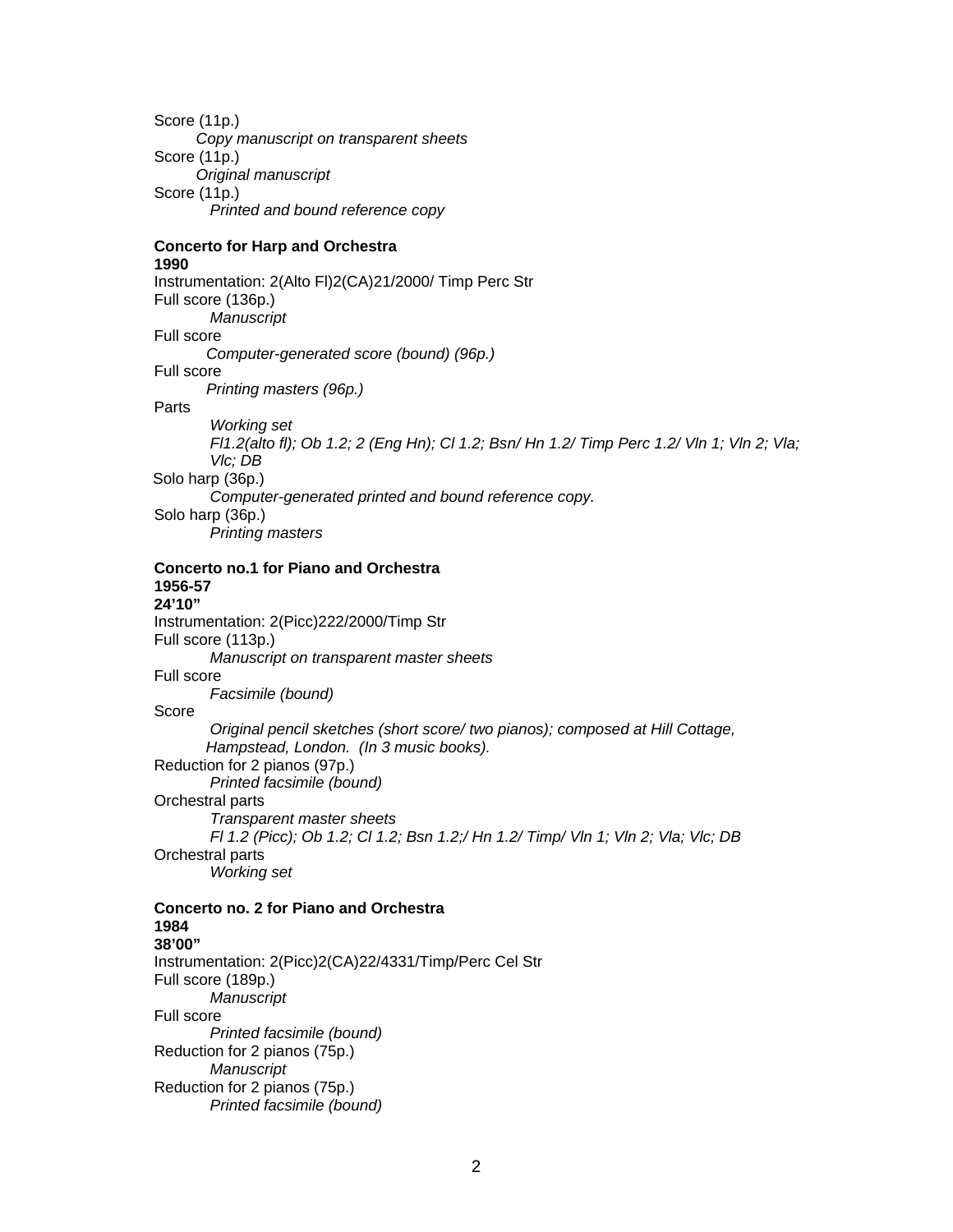Score (11p.)

*Copy manuscript on transparent sheets*

Score (11p.)

*Original manuscript*

Score (11p.)

*Printed and bound reference copy*

**Concerto for Harp and Orchestra**
**1990**

Instrumentation: 2(Alto Fl)2(CA)21/2000/ Timp Perc Str

Full score (136p.)

*Manuscript*

Full score

*Computer-generated score (bound) (96p.)*

Full score

*Printing masters (96p.)*

Parts

*Working set*

*Fl1.2(alto fl); Ob 1.2; 2 (Eng Hn); Cl 1.2; Bsn/ Hn 1.2/ Timp Perc 1.2/ Vln 1; Vln 2; Vla; Vlc; DB*

Solo harp (36p.)

*Computer-generated printed and bound reference copy.*

Solo harp (36p.)

*Printing masters*

**Concerto no.1 for Piano and Orchestra**
**1956-57**
**24'10"**

Instrumentation: 2(Picc)222/2000/Timp Str

Full score (113p.)

*Manuscript on transparent master sheets*

Full score

*Facsimile (bound)*

Score

*Original pencil sketches (short score/ two pianos); composed at Hill Cottage, Hampstead, London. (In 3 music books).*

Reduction for 2 pianos (97p.)

*Printed facsimile (bound)*

Orchestral parts

*Transparent master sheets*

*Fl 1.2 (Picc); Ob 1.2; Cl 1.2; Bsn 1.2;/ Hn 1.2/ Timp/ Vln 1; Vln 2; Vla; Vlc; DB*

Orchestral parts

*Working set*

**Concerto no. 2 for Piano and Orchestra**
**1984**
**38'00"**

Instrumentation: 2(Picc)2(CA)22/4331/Timp/Perc Cel Str

Full score (189p.)

*Manuscript*

Full score

*Printed facsimile (bound)*

Reduction for 2 pianos (75p.)

*Manuscript*

Reduction for 2 pianos (75p.)

*Printed facsimile (bound)*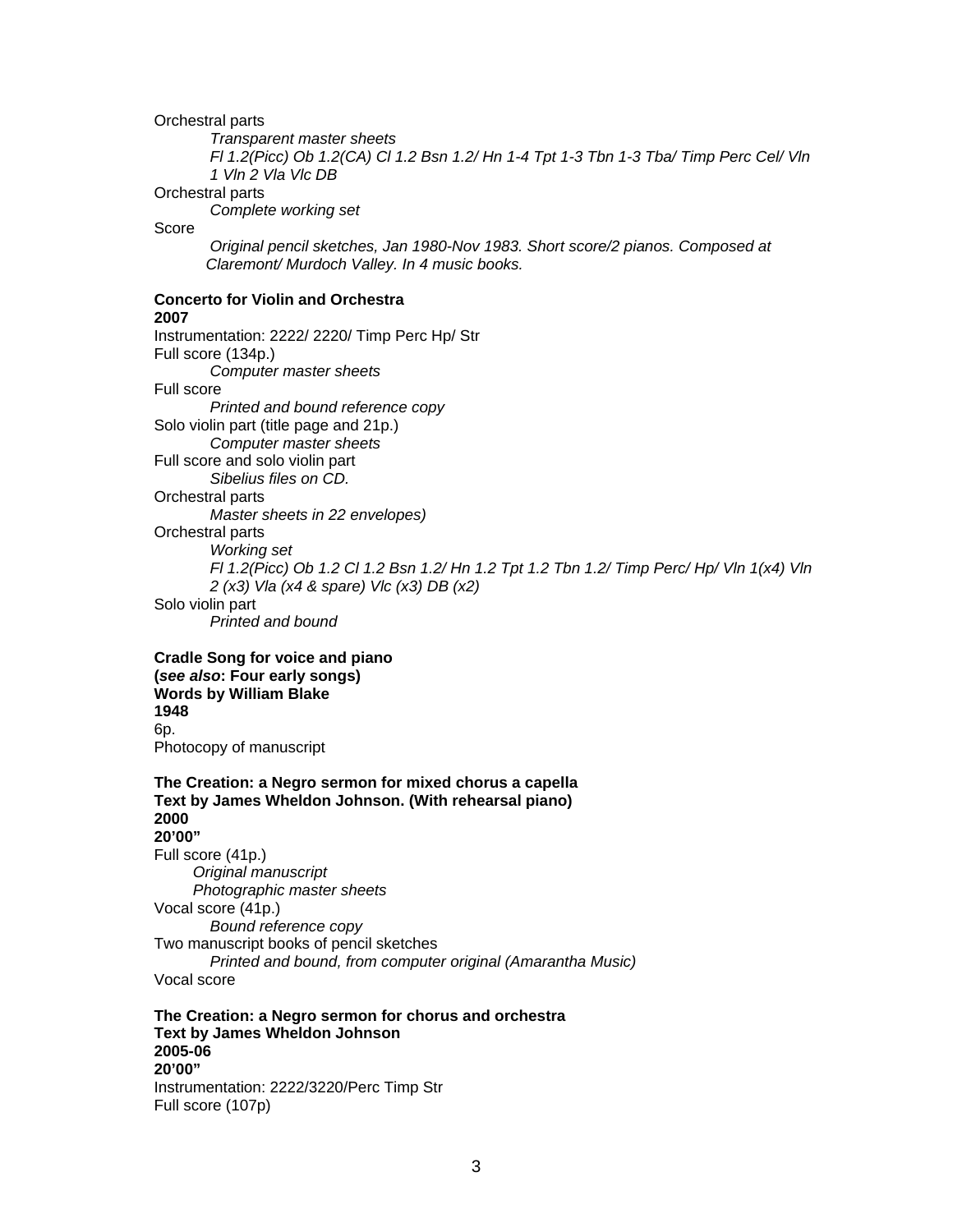Orchestral parts

*Transparent master sheets*

*Fl 1.2(Picc) Ob 1.2(CA) Cl 1.2 Bsn 1.2/ Hn 1-4 Tpt 1-3 Tbn 1-3 Tba/ Timp Perc Cel/ Vln 1 Vln 2 Vla Vlc DB*

Orchestral parts

*Complete working set*

Score

*Original pencil sketches, Jan 1980-Nov 1983. Short score/2 pianos. Composed at Claremont/ Murdoch Valley. In 4 music books.*

**Concerto for Violin and Orchestra**
**2007**

Instrumentation: 2222/ 2220/ Timp Perc Hp/ Str

Full score (134p.)

*Computer master sheets*

Full score

*Printed and bound reference copy*

Solo violin part (title page and 21p.)

*Computer master sheets*

Full score and solo violin part

*Sibelius files on CD.*

Orchestral parts

*Master sheets in 22 envelopes)*

Orchestral parts

*Working set*

*Fl 1.2(Picc) Ob 1.2 Cl 1.2 Bsn 1.2/ Hn 1.2 Tpt 1.2 Tbn 1.2/ Timp Perc/ Hp/ Vln 1(x4) Vln 2 (x3) Vla (x4 & spare) Vlc (x3) DB (x2)*

Solo violin part

*Printed and bound*

**Cradle Song for voice and piano**
**(*see also*: Four early songs)**
**Words by William Blake**
**1948**

6p.

Photocopy of manuscript

**The Creation: a Negro sermon for mixed chorus a capella**
**Text by James Wheldon Johnson. (With rehearsal piano)**
**2000**
**20'00"**

Full score (41p.)

*Original manuscript*

*Photographic master sheets*

Vocal score (41p.)

*Bound reference copy*

Two manuscript books of pencil sketches

*Printed and bound, from computer original (Amarantha Music)*

Vocal score

**The Creation: a Negro sermon for chorus and orchestra**
**Text by James Wheldon Johnson**
**2005-06**
**20'00"**

Instrumentation: 2222/3220/Perc Timp Str

Full score (107p)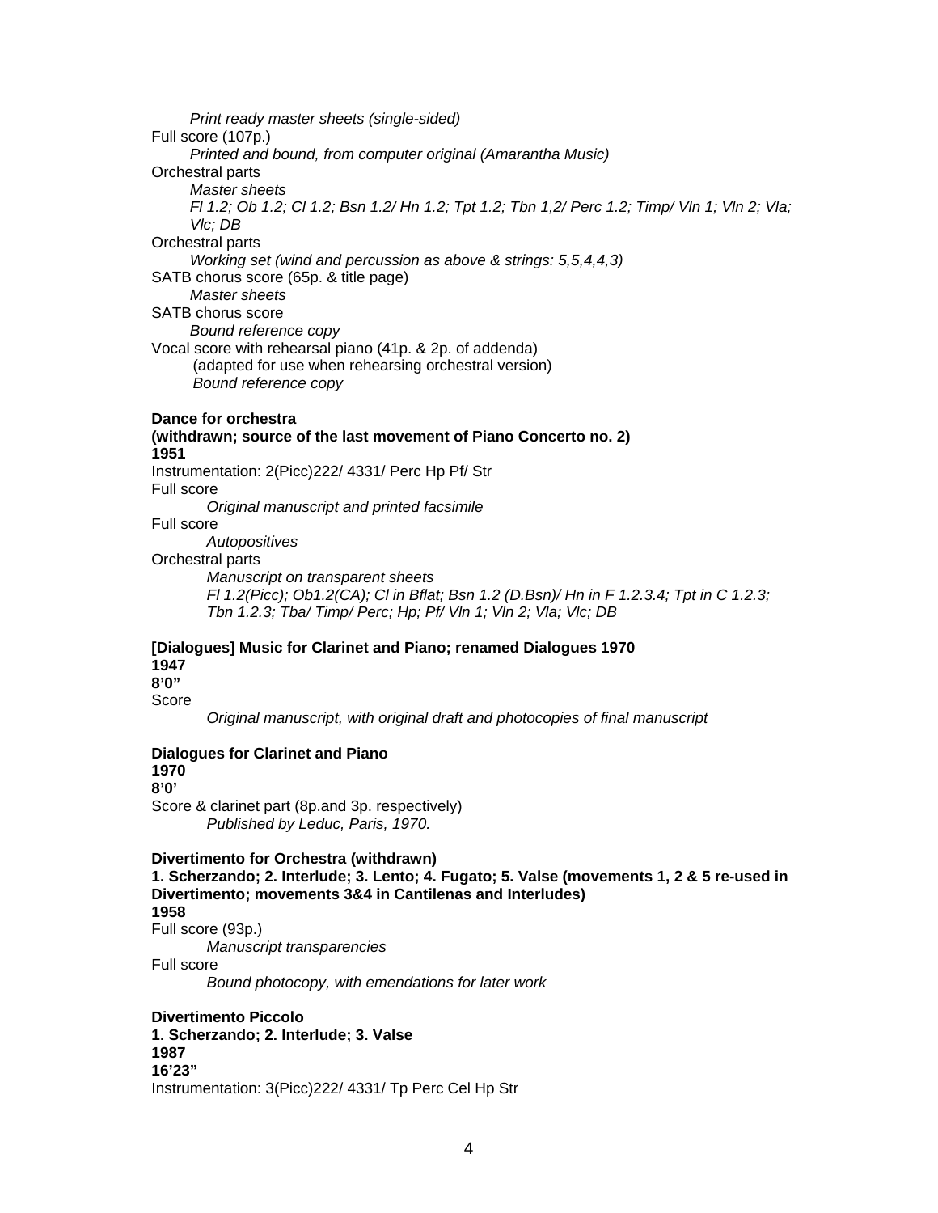*Print ready master sheets (single-sided)*

Full score (107p.)

*Printed and bound, from computer original (Amarantha Music)*

Orchestral parts

*Master sheets*

*Fl 1.2; Ob 1.2; Cl 1.2; Bsn 1.2/ Hn 1.2; Tpt 1.2; Tbn 1,2/ Perc 1.2; Timp/ Vln 1; Vln 2; Vla; Vlc; DB*

Orchestral parts

*Working set (wind and percussion as above & strings: 5,5,4,4,3)*

SATB chorus score (65p. & title page)

*Master sheets*

SATB chorus score

*Bound reference copy*

Vocal score with rehearsal piano (41p. & 2p. of addenda)
(adapted for use when rehearsing orchestral version)

*Bound reference copy*

**Dance for orchestra**
**(withdrawn; source of the last movement of Piano Concerto no. 2)**
**1951**

Instrumentation: 2(Picc)222/ 4331/ Perc Hp Pf/ Str

Full score

*Original manuscript and printed facsimile*

Full score

*Autopositives*

Orchestral parts

*Manuscript on transparent sheets*

*Fl 1.2(Picc); Ob1.2(CA); Cl in Bflat; Bsn 1.2 (D.Bsn)/ Hn in F 1.2.3.4; Tpt in C 1.2.3; Tbn 1.2.3; Tba/ Timp/ Perc; Hp; Pf/ Vln 1; Vln 2; Vla; Vlc; DB*

**[Dialogues] Music for Clarinet and Piano; renamed Dialogues 1970**
**1947**
**8'0"**

Score

*Original manuscript, with original draft and photocopies of final manuscript*

**Dialogues for Clarinet and Piano**
**1970**
**8'0'**

Score & clarinet part (8p.and 3p. respectively)

*Published by Leduc, Paris, 1970.*

**Divertimento for Orchestra (withdrawn)**
**1. Scherzando; 2. Interlude; 3. Lento; 4. Fugato; 5. Valse (movements 1, 2 & 5 re-used in Divertimento; movements 3&4 in Cantilenas and Interludes)**
**1958**

Full score (93p.)

*Manuscript transparencies*

Full score

*Bound photocopy, with emendations for later work*

**Divertimento Piccolo**
**1. Scherzando; 2. Interlude; 3. Valse**
**1987**
**16'23"**

Instrumentation: 3(Picc)222/ 4331/ Tp Perc Cel Hp Str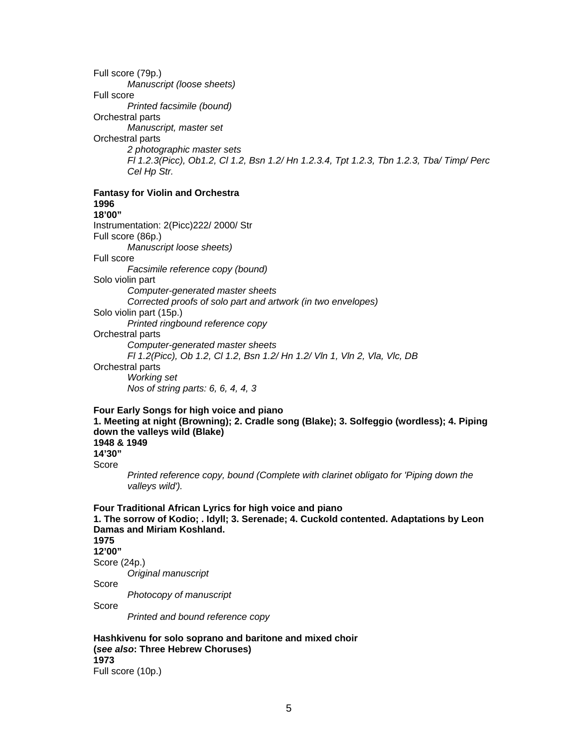Full score (79p.)

*Manuscript (loose sheets)*

Full score

*Printed facsimile (bound)*

Orchestral parts

*Manuscript, master set*

Orchestral parts

*2 photographic master sets*

*Fl 1.2.3(Picc), Ob1.2, Cl 1.2, Bsn 1.2/ Hn 1.2.3.4, Tpt 1.2.3, Tbn 1.2.3, Tba/ Timp/ Perc Cel Hp Str.*

**Fantasy for Violin and Orchestra**
**1996**
**18'00"**

Instrumentation: 2(Picc)222/ 2000/ Str

Full score (86p.)

*Manuscript loose sheets)*

Full score

*Facsimile reference copy (bound)*

Solo violin part

*Computer-generated master sheets*

*Corrected proofs of solo part and artwork (in two envelopes)*

Solo violin part (15p.)

*Printed ringbound reference copy*

Orchestral parts

*Computer-generated master sheets*

*Fl 1.2(Picc), Ob 1.2, Cl 1.2, Bsn 1.2/ Hn 1.2/ Vln 1, Vln 2, Vla, Vlc, DB*

Orchestral parts

*Working set*

*Nos of string parts: 6, 6, 4, 4, 3*

**Four Early Songs for high voice and piano**
**1. Meeting at night (Browning); 2. Cradle song (Blake); 3. Solfeggio (wordless); 4. Piping down the valleys wild (Blake)**
**1948 & 1949**
**14'30"**

Score

*Printed reference copy, bound (Complete with clarinet obligato for 'Piping down the valleys wild').*

**Four Traditional African Lyrics for high voice and piano**
**1. The sorrow of Kodio; . Idyll; 3. Serenade; 4. Cuckold contented. Adaptations by Leon Damas and Miriam Koshland.**
**1975**
**12'00"**

Score (24p.)

*Original manuscript*

Score

*Photocopy of manuscript*

Score

*Printed and bound reference copy*

**Hashkivenu for solo soprano and baritone and mixed choir**
**(*see also*: Three Hebrew Choruses)**
**1973**

Full score (10p.)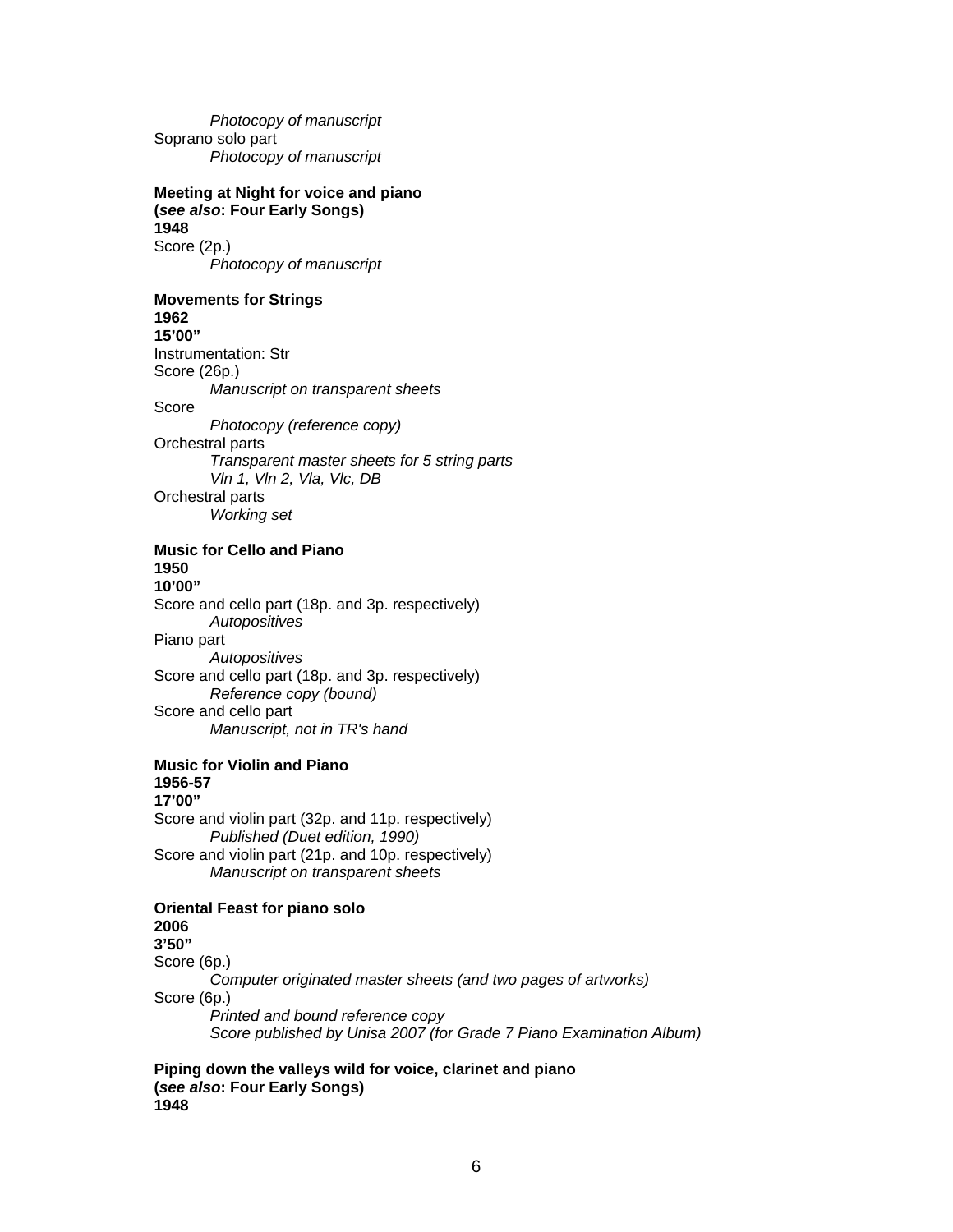*Photocopy of manuscript*

Soprano solo part

*Photocopy of manuscript*

**Meeting at Night for voice and piano**
**(*see also*: Four Early Songs)**
**1948**

Score (2p.)

*Photocopy of manuscript*

**Movements for Strings**
**1962**
**15'00"**

Instrumentation: Str

Score (26p.)

*Manuscript on transparent sheets*

Score

*Photocopy (reference copy)*

Orchestral parts

*Transparent master sheets for 5 string parts*
*Vln 1, Vln 2, Vla, Vlc, DB*

Orchestral parts

*Working set*

**Music for Cello and Piano**
**1950**
**10'00"**

Score and cello part (18p. and 3p. respectively)

*Autopositives*

Piano part

*Autopositives*

Score and cello part (18p. and 3p. respectively)

*Reference copy (bound)*

Score and cello part

*Manuscript, not in TR's hand*

**Music for Violin and Piano**
**1956-57**
**17'00"**

Score and violin part (32p. and 11p. respectively)

*Published (Duet edition, 1990)*

Score and violin part (21p. and 10p. respectively)

*Manuscript on transparent sheets*

**Oriental Feast for piano solo**
**2006**
**3'50"**

Score (6p.)

*Computer originated master sheets (and two pages of artworks)*

Score (6p.)

*Printed and bound reference copy*
*Score published by Unisa 2007 (for Grade 7 Piano Examination Album)*

**Piping down the valleys wild for voice, clarinet and piano**
**(*see also*: Four Early Songs)**
**1948**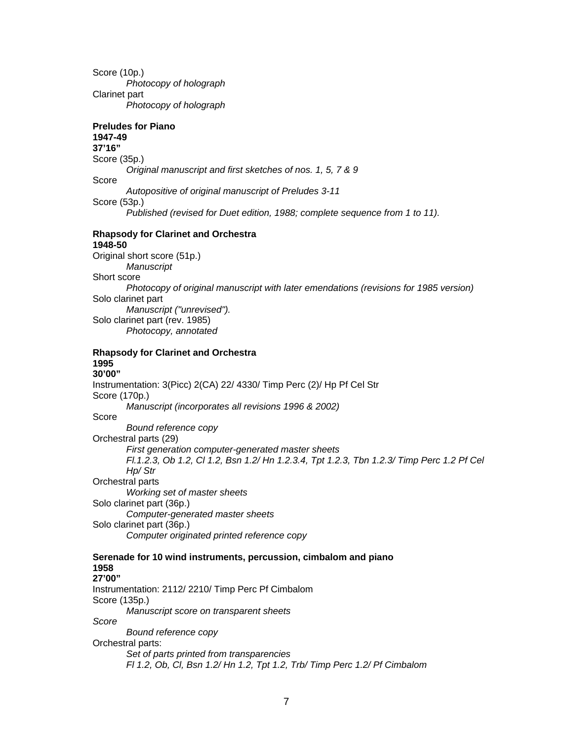Score (10p.)
    *Photocopy of holograph*
Clarinet part
    *Photocopy of holograph*

**Preludes for Piano**
**1947-49**
**37'16"**
Score (35p.)
    *Original manuscript and first sketches of nos. 1, 5, 7 & 9*
Score
    *Autopositive of original manuscript of Preludes 3-11*
Score (53p.)
    *Published (revised for Duet edition, 1988; complete sequence from 1 to 11).*

**Rhapsody for Clarinet and Orchestra**
**1948-50**
Original short score (51p.)
    *Manuscript*
Short score
    *Photocopy of original manuscript with later emendations (revisions for 1985 version)*
Solo clarinet part
    *Manuscript ("unrevised").*
Solo clarinet part (rev. 1985)
    *Photocopy, annotated*

**Rhapsody for Clarinet and Orchestra**
**1995**
**30'00"**
Instrumentation: 3(Picc) 2(CA) 22/ 4330/ Timp Perc (2)/ Hp Pf Cel Str
Score (170p.)
    *Manuscript (incorporates all revisions 1996 & 2002)*
Score
    *Bound reference copy*
Orchestral parts (29)
    *First generation computer-generated master sheets*
    *Fl.1.2.3, Ob 1.2, Cl 1.2, Bsn 1.2/ Hn 1.2.3.4, Tpt 1.2.3, Tbn 1.2.3/ Timp Perc 1.2 Pf Cel Hp/ Str*
Orchestral parts
    *Working set of master sheets*
Solo clarinet part (36p.)
    *Computer-generated master sheets*
Solo clarinet part (36p.)
    *Computer originated printed reference copy*

**Serenade for 10 wind instruments, percussion, cimbalom and piano**
**1958**
**27'00"**
Instrumentation: 2112/ 2210/ Timp Perc Pf Cimbalom
Score (135p.)
    *Manuscript score on transparent sheets*
*Score*
    *Bound reference copy*
Orchestral parts:
    *Set of parts printed from transparencies*
    *Fl 1.2, Ob, Cl, Bsn 1.2/ Hn 1.2, Tpt 1.2, Trb/ Timp Perc 1.2/ Pf Cimbalom*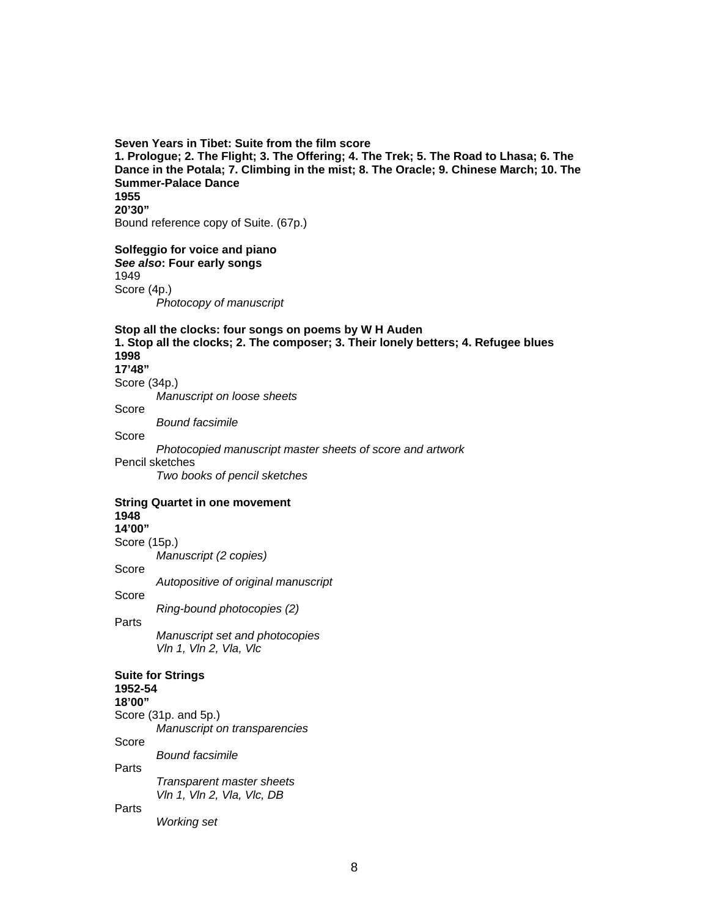**Seven Years in Tibet: Suite from the film score**
**1. Prologue; 2. The Flight; 3. The Offering; 4. The Trek; 5. The Road to Lhasa; 6. The Dance in the Potala; 7. Climbing in the mist; 8. The Oracle; 9. Chinese March; 10. The Summer-Palace Dance**
**1955**
**20'30"**
Bound reference copy of Suite. (67p.)

**Solfeggio for voice and piano**
***See also*: Four early songs**
1949
Score (4p.)
    *Photocopy of manuscript*

**Stop all the clocks: four songs on poems by W H Auden**
**1. Stop all the clocks; 2. The composer; 3. Their lonely betters; 4. Refugee blues**
**1998**
**17'48"**
Score (34p.)
    *Manuscript on loose sheets*
Score
    *Bound facsimile*
Score
    *Photocopied manuscript master sheets of score and artwork*
Pencil sketches
    *Two books of pencil sketches*

**String Quartet in one movement**
**1948**
**14'00"**
Score (15p.)
    *Manuscript (2 copies)*
Score
    *Autopositive of original manuscript*
Score
    *Ring-bound photocopies (2)*
Parts
    *Manuscript set and photocopies*
    *Vln 1, Vln 2, Vla, Vlc*

**Suite for Strings**
**1952-54**
**18'00"**
Score (31p. and 5p.)
    *Manuscript on transparencies*
Score
    *Bound facsimile*
Parts
    *Transparent master sheets*
    *Vln 1, Vln 2, Vla, Vlc, DB*
Parts
    *Working set*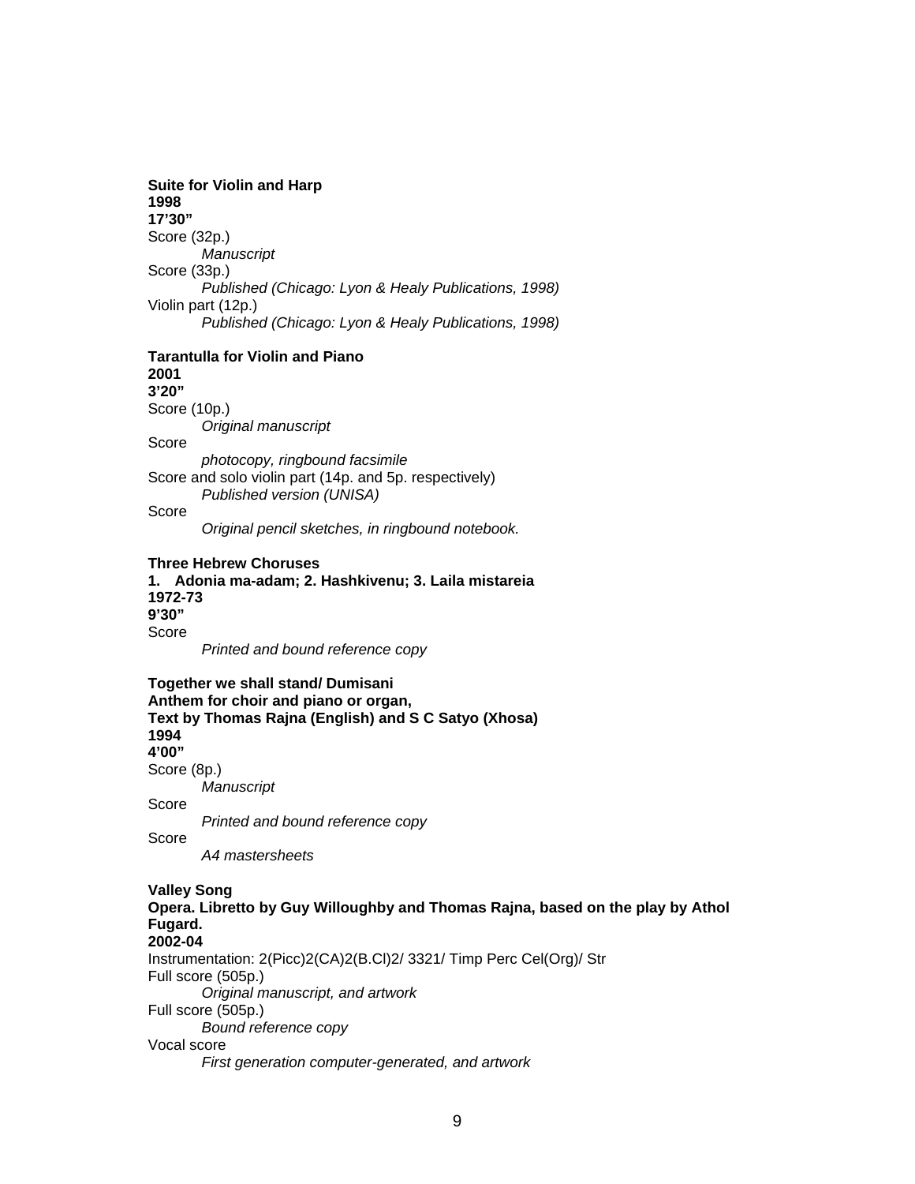**Suite for Violin and Harp**
**1998**
**17'30"**
Score (32p.)
&nbsp;&nbsp;&nbsp;&nbsp;&nbsp;&nbsp;&nbsp;&nbsp;*Manuscript*
Score (33p.)
&nbsp;&nbsp;&nbsp;&nbsp;&nbsp;&nbsp;&nbsp;&nbsp;*Published (Chicago: Lyon & Healy Publications, 1998)*
Violin part (12p.)
&nbsp;&nbsp;&nbsp;&nbsp;&nbsp;&nbsp;&nbsp;&nbsp;*Published (Chicago: Lyon & Healy Publications, 1998)*

**Tarantulla for Violin and Piano**
**2001**
**3'20"**
Score (10p.)
&nbsp;&nbsp;&nbsp;&nbsp;&nbsp;&nbsp;&nbsp;&nbsp;*Original manuscript*
Score
&nbsp;&nbsp;&nbsp;&nbsp;&nbsp;&nbsp;&nbsp;&nbsp;*photocopy, ringbound facsimile*
Score and solo violin part (14p. and 5p. respectively)
&nbsp;&nbsp;&nbsp;&nbsp;&nbsp;&nbsp;&nbsp;&nbsp;*Published version (UNISA)*
Score
&nbsp;&nbsp;&nbsp;&nbsp;&nbsp;&nbsp;&nbsp;&nbsp;*Original pencil sketches, in ringbound notebook.*

**Three Hebrew Choruses**
**1. Adonia ma-adam; 2. Hashkivenu; 3. Laila mistareia**
**1972-73**
**9'30"**
Score
&nbsp;&nbsp;&nbsp;&nbsp;&nbsp;&nbsp;&nbsp;&nbsp;*Printed and bound reference copy*

**Together we shall stand/ Dumisani**
**Anthem for choir and piano or organ,**
**Text by Thomas Rajna (English) and S C Satyo (Xhosa)**
**1994**
**4'00"**
Score (8p.)
&nbsp;&nbsp;&nbsp;&nbsp;&nbsp;&nbsp;&nbsp;&nbsp;*Manuscript*
Score
&nbsp;&nbsp;&nbsp;&nbsp;&nbsp;&nbsp;&nbsp;&nbsp;*Printed and bound reference copy*
Score
&nbsp;&nbsp;&nbsp;&nbsp;&nbsp;&nbsp;&nbsp;&nbsp;*A4 mastersheets*

**Valley Song**
**Opera. Libretto by Guy Willoughby and Thomas Rajna, based on the play by Athol Fugard.**
**2002-04**
Instrumentation: 2(Picc)2(CA)2(B.Cl)2/ 3321/ Timp Perc Cel(Org)/ Str
Full score (505p.)
&nbsp;&nbsp;&nbsp;&nbsp;&nbsp;&nbsp;&nbsp;&nbsp;*Original manuscript, and artwork*
Full score (505p.)
&nbsp;&nbsp;&nbsp;&nbsp;&nbsp;&nbsp;&nbsp;&nbsp;*Bound reference copy*
Vocal score
&nbsp;&nbsp;&nbsp;&nbsp;&nbsp;&nbsp;&nbsp;&nbsp;*First generation computer-generated, and artwork*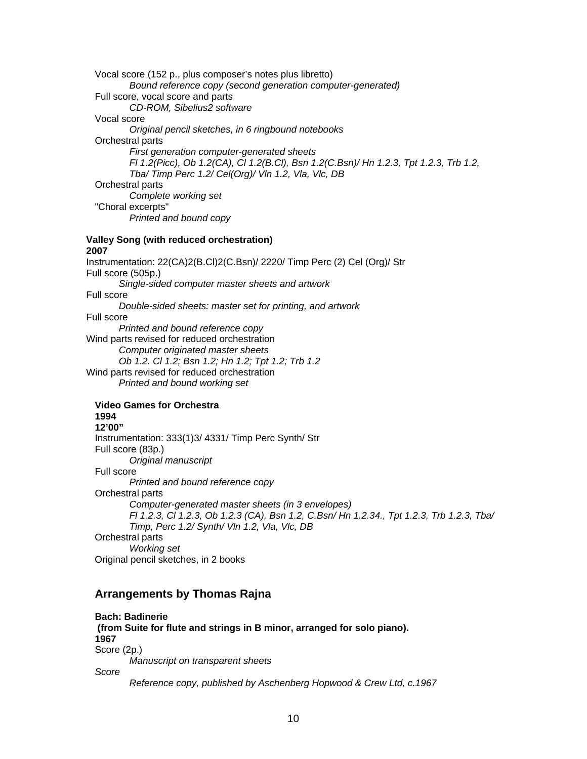Vocal score (152 p., plus composer's notes plus libretto)
*Bound reference copy (second generation computer-generated)*
Full score, vocal score and parts
*CD-ROM, Sibelius2 software*
Vocal score
*Original pencil sketches, in 6 ringbound notebooks*
Orchestral parts
*First generation computer-generated sheets*
*Fl 1.2(Picc), Ob 1.2(CA), Cl 1.2(B.Cl), Bsn 1.2(C.Bsn)/ Hn 1.2.3, Tpt 1.2.3, Trb 1.2, Tba/ Timp Perc 1.2/ Cel(Org)/ Vln 1.2, Vla, Vlc, DB*
Orchestral parts
*Complete working set*
"Choral excerpts"
*Printed and bound copy*

**Valley Song (with reduced orchestration)**
**2007**
Instrumentation: 22(CA)2(B.Cl)2(C.Bsn)/ 2220/ Timp Perc (2) Cel (Org)/ Str
Full score (505p.)
*Single-sided computer master sheets and artwork*
Full score
*Double-sided sheets: master set for printing, and artwork*
Full score
*Printed and bound reference copy*
Wind parts revised for reduced orchestration
*Computer originated master sheets*
*Ob 1.2. Cl 1.2; Bsn 1.2; Hn 1.2; Tpt 1.2; Trb 1.2*
Wind parts revised for reduced orchestration
*Printed and bound working set*

**Video Games for Orchestra**
**1994**
**12'00"**
Instrumentation: 333(1)3/ 4331/ Timp Perc Synth/ Str
Full score (83p.)
*Original manuscript*
Full score
*Printed and bound reference copy*
Orchestral parts
*Computer-generated master sheets (in 3 envelopes)*
*Fl 1.2.3, Cl 1.2.3, Ob 1.2.3 (CA), Bsn 1.2, C.Bsn/ Hn 1.2.34., Tpt 1.2.3, Trb 1.2.3, Tba/ Timp, Perc 1.2/ Synth/ Vln 1.2, Vla, Vlc, DB*
Orchestral parts
*Working set*
Original pencil sketches, in 2 books

## Arrangements by Thomas Rajna

**Bach: Badinerie**
**(from Suite for flute and strings in B minor, arranged for solo piano).**
**1967**
Score (2p.)
*Manuscript on transparent sheets*
*Score*
*Reference copy, published by Aschenberg Hopwood & Crew Ltd, c.1967*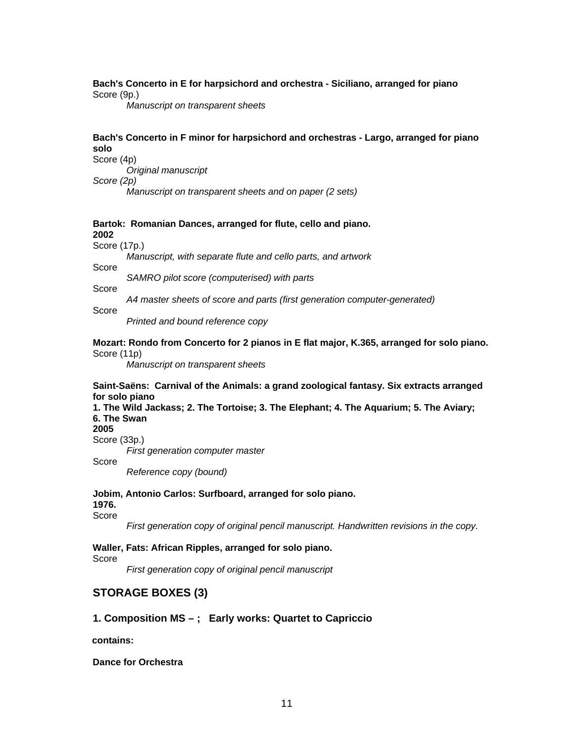**Bach's Concerto in E for harpsichord and orchestra - Siciliano, arranged for piano**
Score (9p.)

*Manuscript on transparent sheets*

**Bach's Concerto in F minor for harpsichord and orchestras - Largo, arranged for piano solo**
Score (4p)

*Original manuscript*

*Score (2p)*

*Manuscript on transparent sheets and on paper (2 sets)*

**Bartok: Romanian Dances, arranged for flute, cello and piano.**
**2002**
Score (17p.)

*Manuscript, with separate flute and cello parts, and artwork*

Score

*SAMRO pilot score (computerised) with parts*

Score

*A4 master sheets of score and parts (first generation computer-generated)*

Score

*Printed and bound reference copy*

**Mozart: Rondo from Concerto for 2 pianos in E flat major, K.365, arranged for solo piano.**
Score (11p)

*Manuscript on transparent sheets*

**Saint-Saëns: Carnival of the Animals: a grand zoological fantasy. Six extracts arranged for solo piano**
**1. The Wild Jackass; 2. The Tortoise; 3. The Elephant; 4. The Aquarium; 5. The Aviary; 6. The Swan**
**2005**
Score (33p.)

*First generation computer master*

Score

*Reference copy (bound)*

**Jobim, Antonio Carlos: Surfboard, arranged for solo piano.**
**1976.**
Score

*First generation copy of original pencil manuscript. Handwritten revisions in the copy.*

**Waller, Fats: African Ripples, arranged for solo piano.**
Score

*First generation copy of original pencil manuscript*

## STORAGE BOXES (3)

### 1. Composition MS – ; Early works: Quartet to Capriccio

**contains:**

**Dance for Orchestra**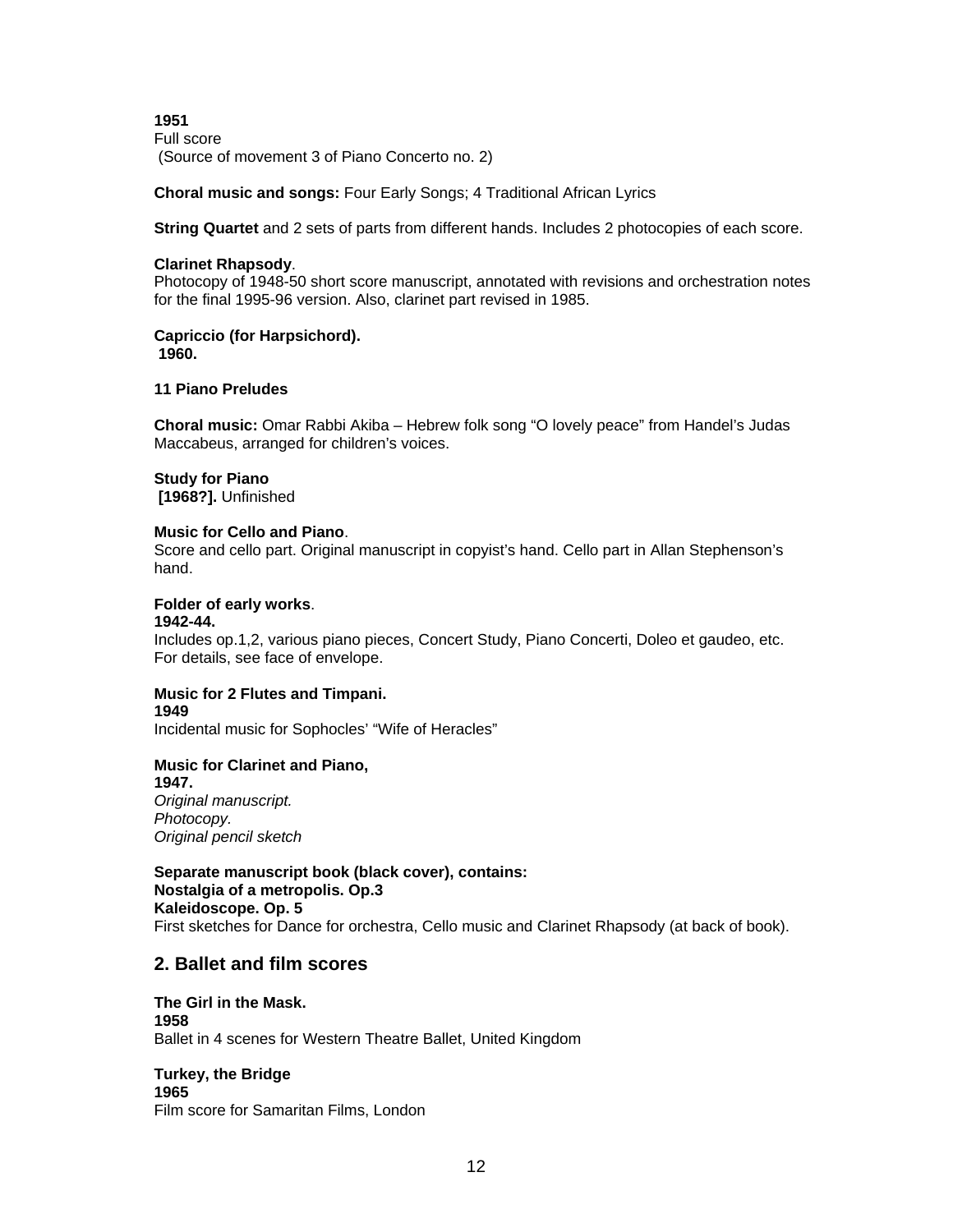**1951**
Full score
 (Source of movement 3 of Piano Concerto no. 2)

**Choral music and songs:** Four Early Songs; 4 Traditional African Lyrics

**String Quartet** and 2 sets of parts from different hands. Includes 2 photocopies of each score.

**Clarinet Rhapsody**.
Photocopy of 1948-50 short score manuscript, annotated with revisions and orchestration notes for the final 1995-96 version. Also, clarinet part revised in 1985.

**Capriccio (for Harpsichord).**
 **1960.**

**11 Piano Preludes**

**Choral music:** Omar Rabbi Akiba – Hebrew folk song "O lovely peace" from Handel's Judas Maccabeus, arranged for children's voices.

**Study for Piano**
 **[1968?].** Unfinished

**Music for Cello and Piano**.
Score and cello part. Original manuscript in copyist's hand. Cello part in Allan Stephenson's hand.

**Folder of early works**.
**1942-44.**
Includes op.1,2, various piano pieces, Concert Study, Piano Concerti, Doleo et gaudeo, etc. For details, see face of envelope.

**Music for 2 Flutes and Timpani.**
**1949**
Incidental music for Sophocles' "Wife of Heracles"

**Music for Clarinet and Piano,**
**1947.**
*Original manuscript.*
*Photocopy.*
*Original pencil sketch*

**Separate manuscript book (black cover), contains:**
**Nostalgia of a metropolis. Op.3**
**Kaleidoscope. Op. 5**
First sketches for Dance for orchestra, Cello music and Clarinet Rhapsody (at back of book).

## 2. Ballet and film scores

**The Girl in the Mask.**
**1958**
Ballet in 4 scenes for Western Theatre Ballet, United Kingdom

**Turkey, the Bridge**
**1965**
Film score for Samaritan Films, London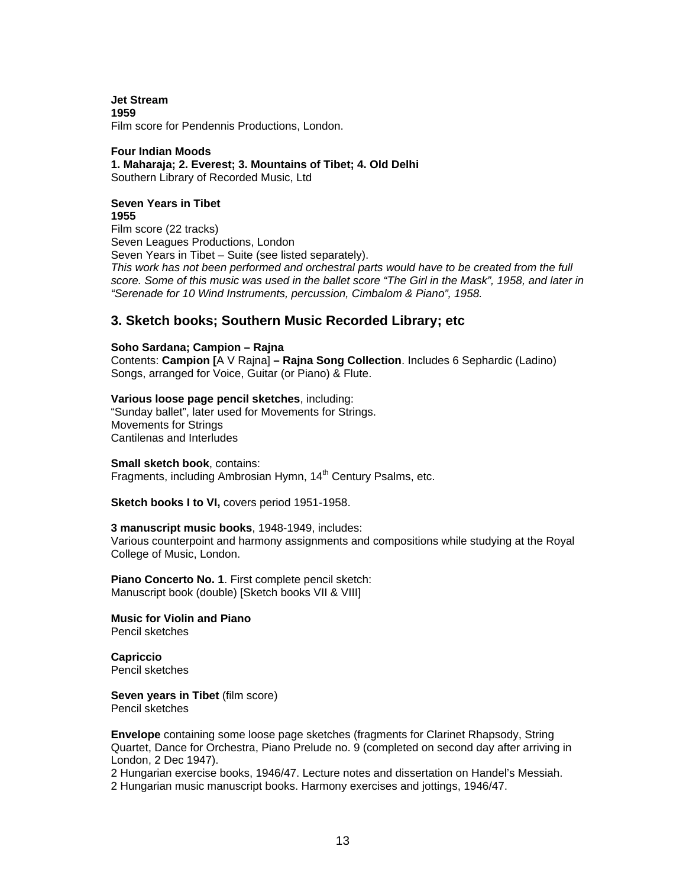**Jet Stream**
**1959**
Film score for Pendennis Productions, London.

**Four Indian Moods**
**1. Maharaja; 2. Everest; 3. Mountains of Tibet; 4. Old Delhi**
Southern Library of Recorded Music, Ltd

**Seven Years in Tibet**
**1955**
Film score (22 tracks)
Seven Leagues Productions, London
Seven Years in Tibet – Suite (see listed separately).
*This work has not been performed and orchestral parts would have to be created from the full score. Some of this music was used in the ballet score "The Girl in the Mask", 1958, and later in "Serenade for 10 Wind Instruments, percussion, Cimbalom & Piano", 1958.*

## 3. Sketch books; Southern Music Recorded Library; etc

**Soho Sardana; Campion – Rajna**
Contents: **Campion [**A V Rajna] **– Rajna Song Collection**. Includes 6 Sephardic (Ladino) Songs, arranged for Voice, Guitar (or Piano) & Flute.

**Various loose page pencil sketches**, including:
"Sunday ballet", later used for Movements for Strings.
Movements for Strings
Cantilenas and Interludes

**Small sketch book**, contains:
Fragments, including Ambrosian Hymn, 14th Century Psalms, etc.

**Sketch books I to VI,** covers period 1951-1958.

**3 manuscript music books**, 1948-1949, includes:
Various counterpoint and harmony assignments and compositions while studying at the Royal College of Music, London.

**Piano Concerto No. 1**. First complete pencil sketch:
Manuscript book (double) [Sketch books VII & VIII]

**Music for Violin and Piano**
Pencil sketches

**Capriccio**
Pencil sketches

**Seven years in Tibet** (film score)
Pencil sketches

**Envelope** containing some loose page sketches (fragments for Clarinet Rhapsody, String Quartet, Dance for Orchestra, Piano Prelude no. 9 (completed on second day after arriving in London, 2 Dec 1947).
2 Hungarian exercise books, 1946/47. Lecture notes and dissertation on Handel's Messiah.
2 Hungarian music manuscript books. Harmony exercises and jottings, 1946/47.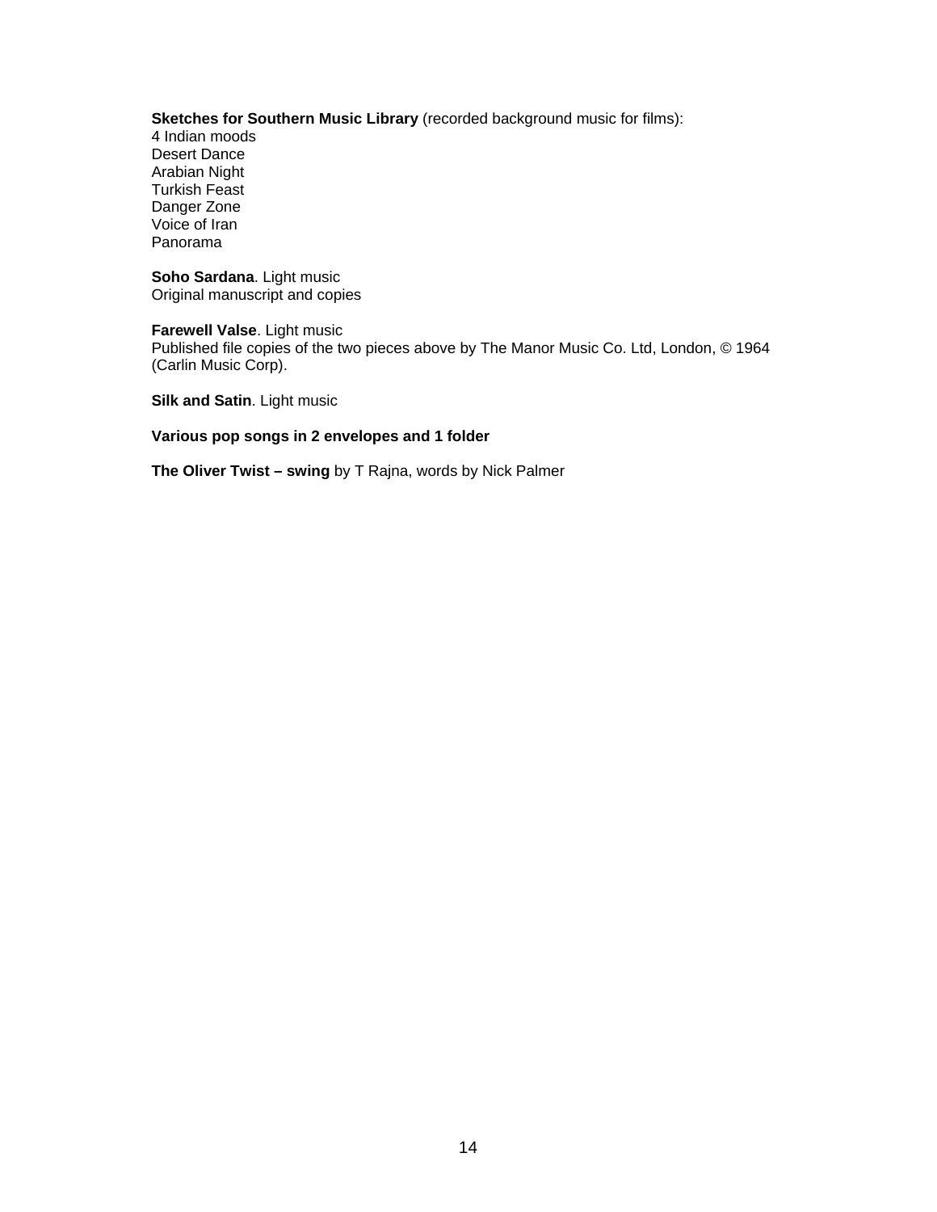**Sketches for Southern Music Library** (recorded background music for films):
4 Indian moods
Desert Dance
Arabian Night
Turkish Feast
Danger Zone
Voice of Iran
Panorama

**Soho Sardana**. Light music
Original manuscript and copies

**Farewell Valse**. Light music
Published file copies of the two pieces above by The Manor Music Co. Ltd, London, © 1964 (Carlin Music Corp).

**Silk and Satin**. Light music

**Various pop songs in 2 envelopes and 1 folder**

**The Oliver Twist – swing** by T Rajna, words by Nick Palmer